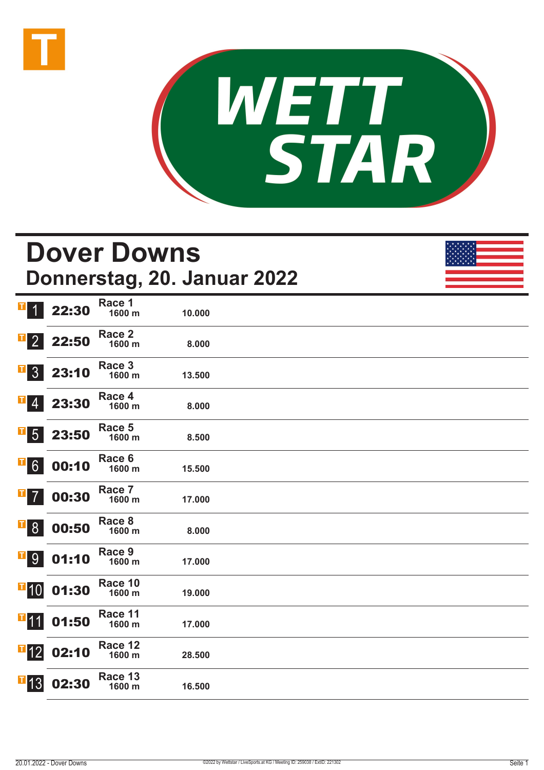WETT STAR

# Dover Downs
## Donnerstag, 20. Januar 2022

| | Zeit | Rennen | Distanz | Preisgeld |
|---|---|---|---|---|
| 1 | 22:30 | Race 1 | 1600 m | 10.000 |
| 2 | 22:50 | Race 2 | 1600 m | 8.000 |
| 3 | 23:10 | Race 3 | 1600 m | 13.500 |
| 4 | 23:30 | Race 4 | 1600 m | 8.000 |
| 5 | 23:50 | Race 5 | 1600 m | 8.500 |
| 6 | 00:10 | Race 6 | 1600 m | 15.500 |
| 7 | 00:30 | Race 7 | 1600 m | 17.000 |
| 8 | 00:50 | Race 8 | 1600 m | 8.000 |
| 9 | 01:10 | Race 9 | 1600 m | 17.000 |
| 10 | 01:30 | Race 10 | 1600 m | 19.000 |
| 11 | 01:50 | Race 11 | 1600 m | 17.000 |
| 12 | 02:10 | Race 12 | 1600 m | 28.500 |
| 13 | 02:30 | Race 13 | 1600 m | 16.500 |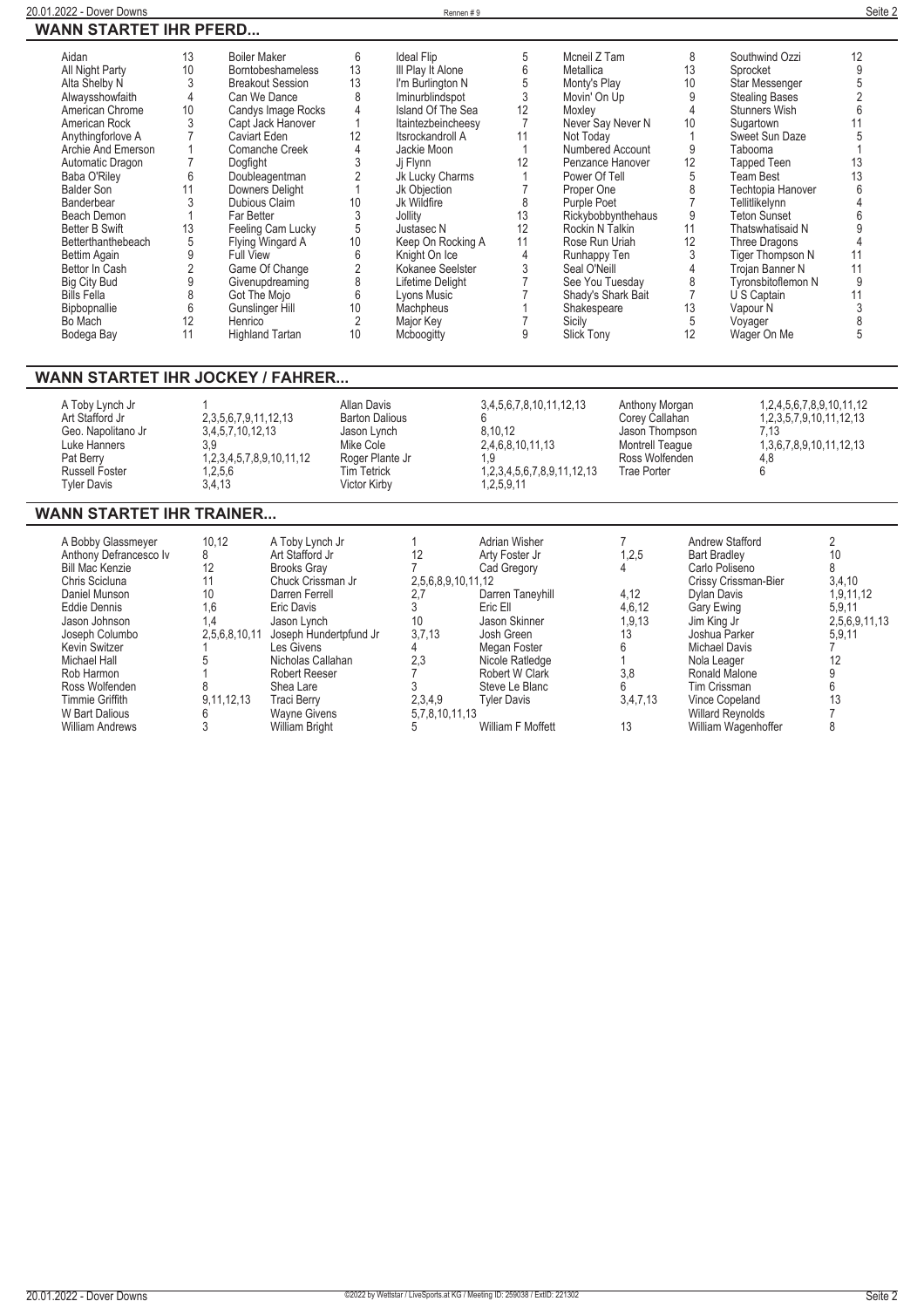## WANN STARTET IHR PFERD...

| Pferd | Rennen | Pferd | Rennen | Pferd | Rennen | Pferd | Rennen | Pferd | Rennen |
|---|---|---|---|---|---|---|---|---|---|
| Aidan | 13 | Boiler Maker | 6 | Ideal Flip | 5 | Mcneil Z Tam | 8 | Southwind Ozzi | 12 |
| All Night Party | 10 | Borntobeshameless | 13 | Ill Play It Alone | 6 | Metallica | 13 | Sprocket | 9 |
| Alta Shelby N | 3 | Breakout Session | 13 | I'm Burlington N | 5 | Monty's Play | 10 | Star Messenger | 5 |
| Alwaysshowfaith | 4 | Can We Dance | 8 | Iminurblindspot | 3 | Movin' On Up | 9 | Stealing Bases | 2 |
| American Chrome | 10 | Candys Image Rocks | 4 | Island Of The Sea | 12 | Moxley | 4 | Stunners Wish | 6 |
| American Rock | 3 | Capt Jack Hanover | 1 | Itaintezbeincheesy | 7 | Never Say Never N | 10 | Sugartown | 11 |
| Anythingforlove A | 7 | Caviart Eden | 12 | Itsrockandroll A | 11 | Not Today | 1 | Sweet Sun Daze | 5 |
| Archie And Emerson | 1 | Comanche Creek | 4 | Jackie Moon | 1 | Numbered Account | 9 | Tabooma | 1 |
| Automatic Dragon | 7 | Dogfight | 3 | Jj Flynn | 12 | Penzance Hanover | 12 | Tapped Teen | 13 |
| Baba O'Riley | 6 | Doubleagentman | 2 | Jk Lucky Charms | 1 | Power Of Tell | 5 | Team Best | 13 |
| Balder Son | 11 | Downers Delight | 1 | Jk Objection | 7 | Proper One | 8 | Techtopia Hanover | 6 |
| Banderbear | 3 | Dubious Claim | 10 | Jk Wildfire | 8 | Purple Poet | 7 | Tellitlikelynn | 4 |
| Beach Demon | 1 | Far Better | 3 | Jollity | 13 | Rickybobbynthehaus | 9 | Teton Sunset | 6 |
| Better B Swift | 13 | Feeling Cam Lucky | 5 | Justasec N | 12 | Rockin N Talkin | 11 | Thatswhatisaid N | 9 |
| Betterthanthebeach | 5 | Flying Wingard A | 10 | Keep On Rocking A | 11 | Rose Run Uriah | 12 | Three Dragons | 4 |
| Bettim Again | 9 | Full View | 6 | Knight On Ice | 4 | Runhappy Ten | 3 | Tiger Thompson N | 11 |
| Bettor In Cash | 2 | Game Of Change | 2 | Kokanee Seelster | 3 | Seal O'Neill | 4 | Trojan Banner N | 11 |
| Big City Bud | 9 | Givenupdreaming | 8 | Lifetime Delight | 7 | See You Tuesday | 8 | Tyronsbitoflemon N | 9 |
| Bills Fella | 8 | Got The Mojo | 6 | Lyons Music | 7 | Shady's Shark Bait | 7 | U S Captain | 11 |
| Bipbopnallie | 6 | Gunslinger Hill | 10 | Machpheus | 1 | Shakespeare | 13 | Vapour N | 3 |
| Bo Mach | 12 | Henrico | 2 | Major Key | 7 | Sicily | 5 | Voyager | 8 |
| Bodega Bay | 11 | Highland Tartan | 10 | Mcboogitty | 9 | Slick Tony | 12 | Wager On Me | 5 |

## WANN STARTET IHR JOCKEY / FAHRER...

| Fahrer | Rennen | Fahrer | Rennen | Fahrer | Rennen |
|---|---|---|---|---|---|
| A Toby Lynch Jr | 1 | Allan Davis | 3,4,5,6,7,8,10,11,12,13 | Anthony Morgan | 1,2,4,5,6,7,8,9,10,11,12 |
| Art Stafford Jr | 2,3,5,6,7,9,11,12,13 | Barton Dalious | 6 | Corey Callahan | 1,2,3,5,7,9,10,11,12,13 |
| Geo. Napolitano Jr | 3,4,5,7,10,12,13 | Jason Lynch | 8,10,12 | Jason Thompson | 7,13 |
| Luke Hanners | 3,9 | Mike Cole | 2,4,6,8,10,11,13 | Montrell Teague | 1,3,6,7,8,9,10,11,12,13 |
| Pat Berry | 1,2,3,4,5,7,8,9,10,11,12 | Roger Plante Jr | 1,9 | Ross Wolfenden | 4,8 |
| Russell Foster | 1,2,5,6 | Tim Tetrick | 1,2,3,4,5,6,7,8,9,11,12,13 | Trae Porter | 6 |
| Tyler Davis | 3,4,13 | Victor Kirby | 1,2,5,9,11 | | |

## WANN STARTET IHR TRAINER...

| Trainer | Rennen | Trainer | Rennen | Trainer | Rennen | Trainer | Rennen |
|---|---|---|---|---|---|---|---|
| A Bobby Glassmeyer | 10,12 | A Toby Lynch Jr | 1 | Adrian Wisher | 7 | Andrew Stafford | 2 |
| Anthony Defrancesco Iv | 8 | Art Stafford Jr | 12 | Arty Foster Jr | 1,2,5 | Bart Bradley | 10 |
| Bill Mac Kenzie | 12 | Brooks Gray | 7 | Cad Gregory | 4 | Carlo Poliseno | 8 |
| Chris Scicluna | 11 | Chuck Crissman Jr | 2,5,6,8,9,10,11,12 | | | Crissy Crissman-Bier | 3,4,10 |
| Daniel Munson | 10 | Darren Ferrell | 2,7 | Darren Taneyhill | 4,12 | Dylan Davis | 1,9,11,12 |
| Eddie Dennis | 1,6 | Eric Davis | 3 | Eric Ell | 4,6,12 | Gary Ewing | 5,9,11 |
| Jason Johnson | 1,4 | Jason Lynch | 10 | Jason Skinner | 1,9,13 | Jim King Jr | 2,5,6,9,11,13 |
| Joseph Columbo | 2,5,6,8,10,11 | Joseph Hundertpfund Jr | 3,7,13 | Josh Green | 13 | Joshua Parker | 5,9,11 |
| Kevin Switzer | 1 | Les Givens | 4 | Megan Foster | 6 | Michael Davis | 7 |
| Michael Hall | 5 | Nicholas Callahan | 2,3 | Nicole Ratledge | 1 | Nola Leager | 12 |
| Rob Harmon | 1 | Robert Reeser | 7 | Robert W Clark | 3,8 | Ronald Malone | 9 |
| Ross Wolfenden | 8 | Shea Lare | 3 | Steve Le Blanc | 6 | Tim Crissman | 6 |
| Timmie Griffith | 9,11,12,13 | Traci Berry | 2,3,4,9 | Tyler Davis | 3,4,7,13 | Vince Copeland | 13 |
| W Bart Dalious | 6 | Wayne Givens | 5,7,8,10,11,13 | | | Willard Reynolds | 7 |
| William Andrews | 3 | William Bright | 5 | William F Moffett | 13 | William Wagenhoffer | 8 |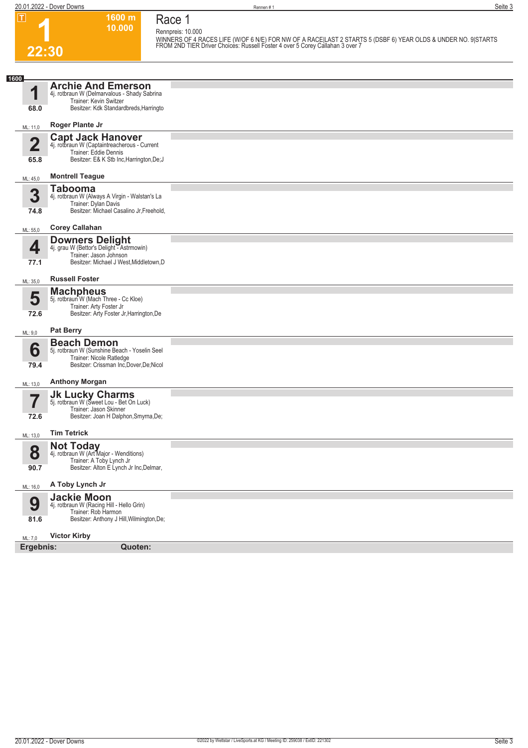# 1

**22:30**

**1600 m**
**10.000**

## Race 1

Rennpreis: 10.000

WINNERS OF 4 RACES LIFE (W/OF 6 N/E) FOR NW OF A RACE|LAST 2 STARTS 5 (DSBF 6) YEAR OLDS & UNDER NO. 9|STARTS FROM 2ND TIER Driver Choices: Russell Foster 4 over 5 Corey Callahan 3 over 7

**1600**

### 1 Archie And Emerson
68.0
4j. rotbraun W (Delmarvalous - Shady Sabrina
Trainer: Kevin Switzer
Besitzer: Kdk Standardbreds,Harringto
ML: 11,0 **Roger Plante Jr**

### 2 Capt Jack Hanover
65.8
4j. rotbraun W (Captaintreacherous - Current
Trainer: Eddie Dennis
Besitzer: E& K Stb Inc,Harrington,De;J
ML: 45,0 **Montrell Teague**

### 3 Tabooma
74.8
4j. rotbraun W (Always A Virgin - Walstan's La
Trainer: Dylan Davis
Besitzer: Michael Casalino Jr,Freehold,
ML: 55,0 **Corey Callahan**

### 4 Downers Delight
77.1
4j. grau W (Bettor's Delight - Astrmowin)
Trainer: Jason Johnson
Besitzer: Michael J West,Middletown,D
ML: 35,0 **Russell Foster**

### 5 Machpheus
72.6
5j. rotbraun W (Mach Three - Cc Kloe)
Trainer: Arty Foster Jr
Besitzer: Arty Foster Jr,Harrington,De
ML: 9,0 **Pat Berry**

### 6 Beach Demon
79.4
5j. rotbraun W (Sunshine Beach - Yoselin Seel
Trainer: Nicole Ratledge
Besitzer: Crissman Inc,Dover,De;Nicol
ML: 13,0 **Anthony Morgan**

### 7 Jk Lucky Charms
72.6
5j. rotbraun W (Sweet Lou - Bet On Luck)
Trainer: Jason Skinner
Besitzer: Joan H Dalphon,Smyrna,De;
ML: 13,0 **Tim Tetrick**

### 8 Not Today
90.7
4j. rotbraun W (Art Major - Wenditions)
Trainer: A Toby Lynch Jr
Besitzer: Alton E Lynch Jr Inc,Delmar,
ML: 16,0 **A Toby Lynch Jr**

### 9 Jackie Moon
81.6
4j. rotbraun W (Racing Hill - Hello Grin)
Trainer: Rob Harmon
Besitzer: Anthony J Hill,Wilmington,De;
ML: 7,0 **Victor Kirby**

**Ergebnis:** **Quoten:**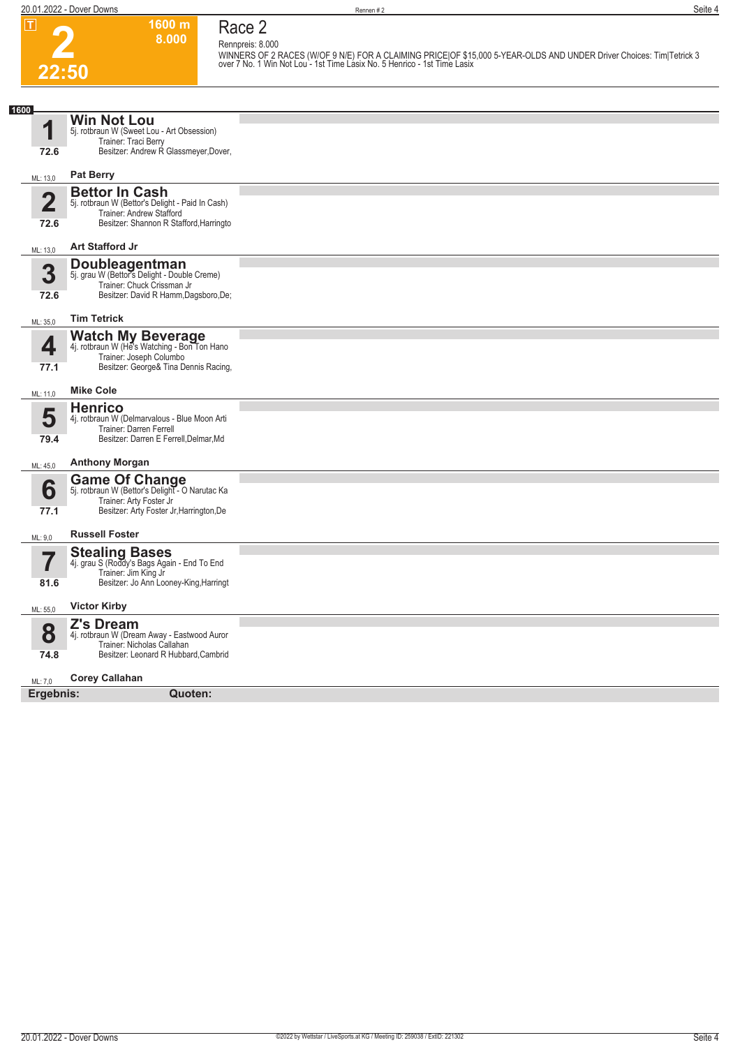**T** **2** **22:50** — 1600 m 8.000

# Race 2

Rennpreis: 8.000

WINNERS OF 2 RACES (W/OF 9 N/E) FOR A CLAIMING PRICE|OF $15,000 5-YEAR-OLDS AND UNDER Driver Choices: Tim|Tetrick 3 over 7 No. 1 Win Not Lou - 1st Time Lasix No. 5 Henrico - 1st Time Lasix

**1600**

## 1 Win Not Lou
5j. rotbraun W (Sweet Lou - Art Obsession)
Trainer: Traci Berry
Besitzer: Andrew R Glassmeyer,Dover,
72.6
ML: 13,0 — **Pat Berry**

## 2 Bettor In Cash
5j. rotbraun W (Bettor's Delight - Paid In Cash)
Trainer: Andrew Stafford
Besitzer: Shannon R Stafford,Harringto
72.6
ML: 13,0 — **Art Stafford Jr**

## 3 Doubleagentman
5j. grau W (Bettor's Delight - Double Creme)
Trainer: Chuck Crissman Jr
Besitzer: David R Hamm,Dagsboro,De;
72.6
ML: 35,0 — **Tim Tetrick**

## 4 Watch My Beverage
4j. rotbraun W (He's Watching - Bon Ton Hano
Trainer: Joseph Columbo
Besitzer: George& Tina Dennis Racing,
77.1
ML: 11,0 — **Mike Cole**

## 5 Henrico
4j. rotbraun W (Delmarvalous - Blue Moon Arti
Trainer: Darren Ferrell
Besitzer: Darren E Ferrell,Delmar,Md
79.4
ML: 45,0 — **Anthony Morgan**

## 6 Game Of Change
5j. rotbraun W (Bettor's Delight - O Narutac Ka
Trainer: Arty Foster Jr
Besitzer: Arty Foster Jr,Harrington,De
77.1
ML: 9,0 — **Russell Foster**

## 7 Stealing Bases
4j. grau S (Roddy's Bags Again - End To End
Trainer: Jim King Jr
Besitzer: Jo Ann Looney-King,Harringt
81.6
ML: 55,0 — **Victor Kirby**

## 8 Z's Dream
4j. rotbraun W (Dream Away - Eastwood Auror
Trainer: Nicholas Callahan
Besitzer: Leonard R Hubbard,Cambrid
74.8
ML: 7,0 — **Corey Callahan**

**Ergebnis:** **Quoten:**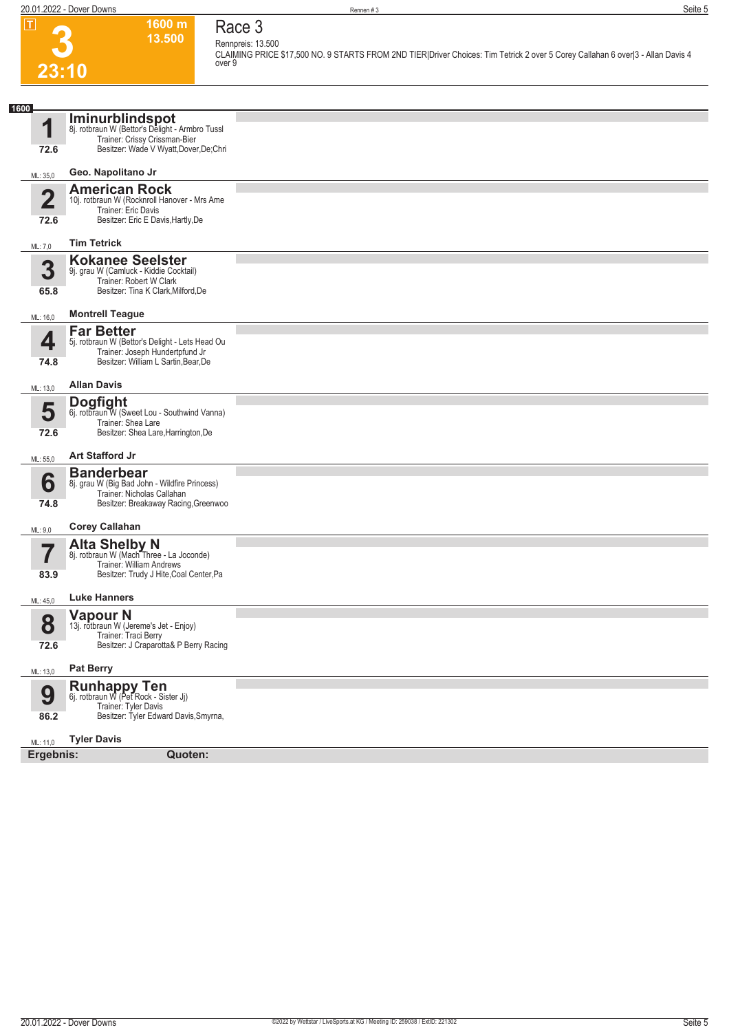**T**

# 3

**23:10**

**1600 m**
**13.500**

## Race 3

Rennpreis: 13.500

CLAIMING PRICE $17,500 NO. 9 STARTS FROM 2ND TIER|Driver Choices: Tim Tetrick 2 over 5 Corey Callahan 6 over|3 - Allan Davis 4 over 9

**1600**

### 1 Iminurblindspot
8j. rotbraun W (Bettor's Delight - Armbro Tussl
Trainer: Crissy Crissman-Bier
Besitzer: Wade V Wyatt,Dover,De;Chri
72.6
ML: 35,0
**Geo. Napolitano Jr**

### 2 American Rock
10j. rotbraun W (Rocknroll Hanover - Mrs Ame
Trainer: Eric Davis
Besitzer: Eric E Davis,Hartly,De
72.6
ML: 7,0
**Tim Tetrick**

### 3 Kokanee Seelster
9j. grau W (Camluck - Kiddie Cocktail)
Trainer: Robert W Clark
Besitzer: Tina K Clark,Milford,De
65.8
ML: 16,0
**Montrell Teague**

### 4 Far Better
5j. rotbraun W (Bettor's Delight - Lets Head Ou
Trainer: Joseph Hundertpfund Jr
Besitzer: William L Sartin,Bear,De
74.8
ML: 13,0
**Allan Davis**

### 5 Dogfight
6j. rotbraun W (Sweet Lou - Southwind Vanna)
Trainer: Shea Lare
Besitzer: Shea Lare,Harrington,De
72.6
ML: 55,0
**Art Stafford Jr**

### 6 Banderbear
8j. grau W (Big Bad John - Wildfire Princess)
Trainer: Nicholas Callahan
Besitzer: Breakaway Racing,Greenwoo
74.8
ML: 9,0
**Corey Callahan**

### 7 Alta Shelby N
8j. rotbraun W (Mach Three - La Joconde)
Trainer: William Andrews
Besitzer: Trudy J Hite,Coal Center,Pa
83.9
ML: 45,0
**Luke Hanners**

### 8 Vapour N
13j. rotbraun W (Jereme's Jet - Enjoy)
Trainer: Traci Berry
Besitzer: J Craparotta& P Berry Racing
72.6
ML: 13,0
**Pat Berry**

### 9 Runhappy Ten
6j. rotbraun W (Pet Rock - Sister Jj)
Trainer: Tyler Davis
Besitzer: Tyler Edward Davis,Smyrna,
86.2
ML: 11,0
**Tyler Davis**

**Ergebnis:** **Quoten:**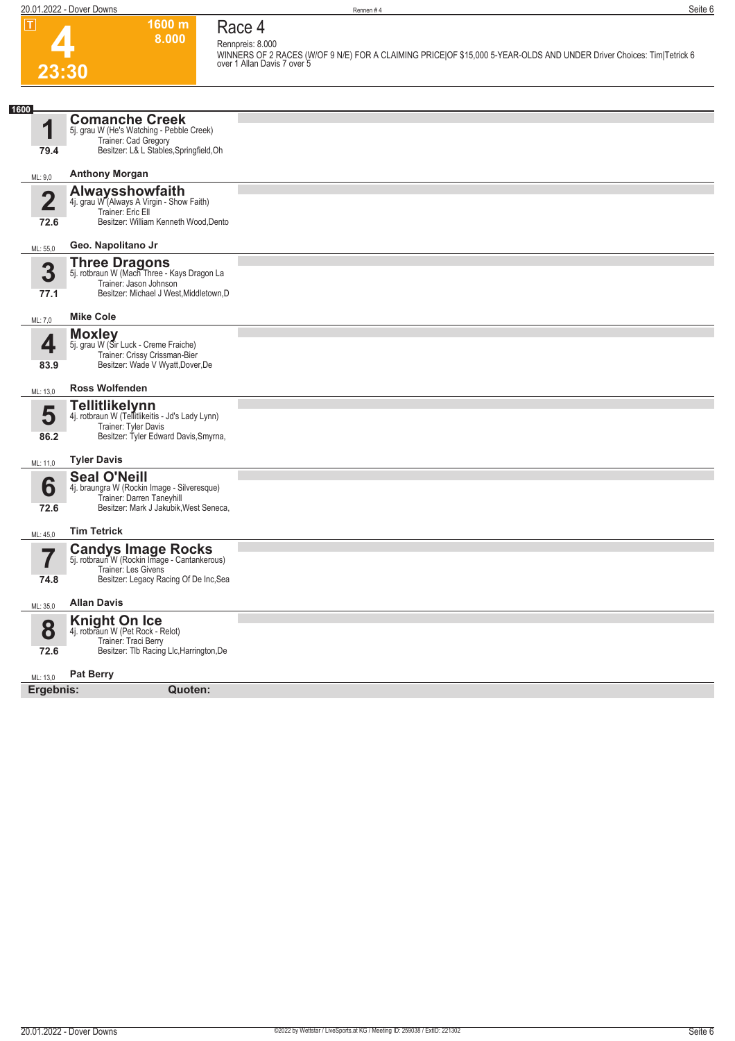**T**

# 4

**23:30**

**1600 m**
**8.000**

## Race 4

Rennpreis: 8.000

WINNERS OF 2 RACES (W/OF 9 N/E) FOR A CLAIMING PRICE|OF $15,000 5-YEAR-OLDS AND UNDER Driver Choices: Tim|Tetrick 6 over 1 Allan Davis 7 over 5

**1600**

| Nr. | Pferd | Details | Fahrer | ML |
|---|---|---|---|---|
| **1** (79.4) | **Comanche Creek** | 5j. grau W (He's Watching - Pebble Creek)<br>Trainer: Cad Gregory<br>Besitzer: L& L Stables,Springfield,Oh | **Anthony Morgan** | ML: 9,0 |
| **2** (72.6) | **Alwaysshowfaith** | 4j. grau W (Always A Virgin - Show Faith)<br>Trainer: Eric Ell<br>Besitzer: William Kenneth Wood,Dento | **Geo. Napolitano Jr** | ML: 55,0 |
| **3** (77.1) | **Three Dragons** | 5j. rotbraun W (Mach Three - Kays Dragon La<br>Trainer: Jason Johnson<br>Besitzer: Michael J West,Middletown,D | **Mike Cole** | ML: 7,0 |
| **4** (83.9) | **Moxley** | 5j. grau W (Sir Luck - Creme Fraiche)<br>Trainer: Crissy Crissman-Bier<br>Besitzer: Wade V Wyatt,Dover,De | **Ross Wolfenden** | ML: 13,0 |
| **5** (86.2) | **Tellitlikelynn** | 4j. rotbraun W (Tellitlikeitis - Jd's Lady Lynn)<br>Trainer: Tyler Davis<br>Besitzer: Tyler Edward Davis,Smyrna, | **Tyler Davis** | ML: 11,0 |
| **6** (72.6) | **Seal O'Neill** | 4j. braungra W (Rockin Image - Silveresque)<br>Trainer: Darren Taneyhill<br>Besitzer: Mark J Jakubik,West Seneca, | **Tim Tetrick** | ML: 45,0 |
| **7** (74.8) | **Candys Image Rocks** | 5j. rotbraun W (Rockin Image - Cantankerous)<br>Trainer: Les Givens<br>Besitzer: Legacy Racing Of De Inc,Sea | **Allan Davis** | ML: 35,0 |
| **8** (72.6) | **Knight On Ice** | 4j. rotbraun W (Pet Rock - Relot)<br>Trainer: Traci Berry<br>Besitzer: Tlb Racing Llc,Harrington,De | **Pat Berry** | ML: 13,0 |

**Ergebnis:** **Quoten:**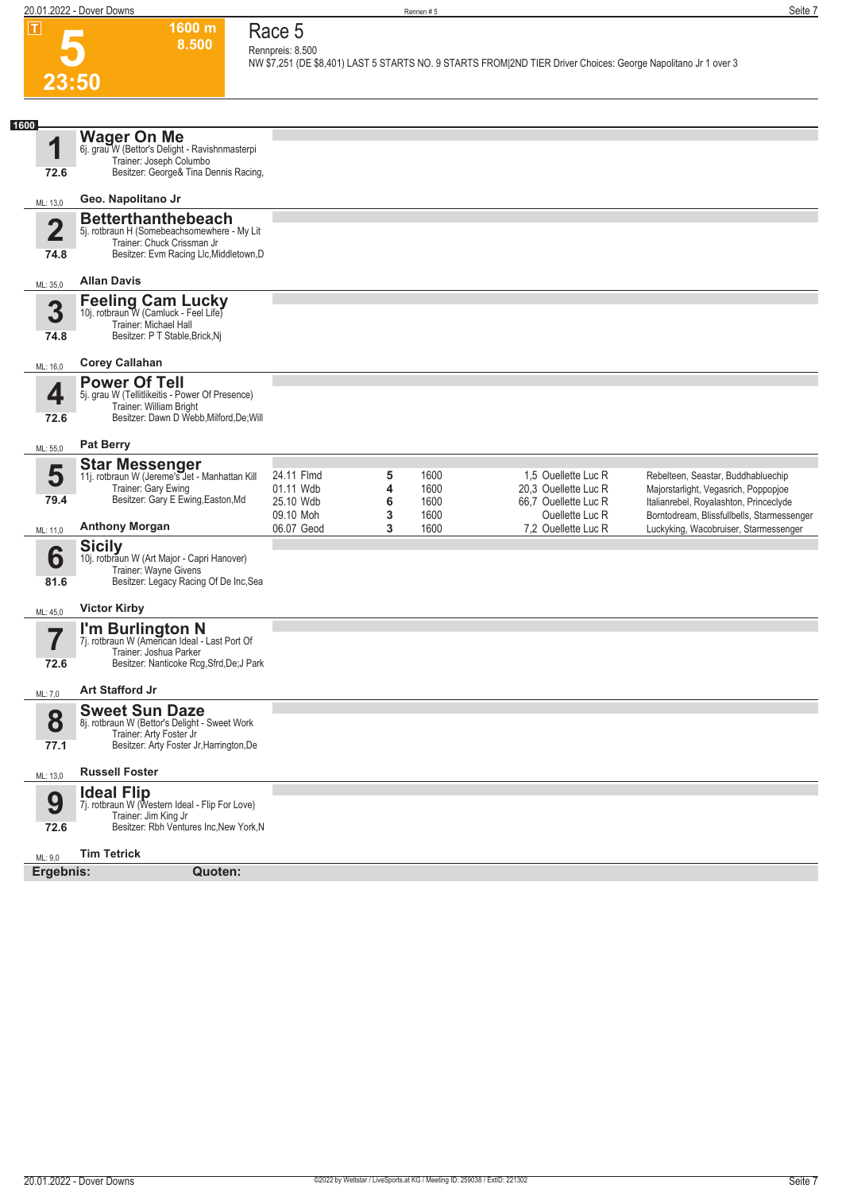T

# 5

1600 m
8.500

23:50

## Race 5

Rennpreis: 8.500

NW $7,251 (DE $8,401) LAST 5 STARTS NO. 9 STARTS FROM|2ND TIER Driver Choices: George Napolitano Jr 1 over 3

1600

**1 Wager On Me**
6j. grau W (Bettor's Delight - Ravishnmasterpi
Trainer: Joseph Columbo
Besitzer: George& Tina Dennis Racing,
72.6
ML: 13,0
Geo. Napolitano Jr

**2 Betterthanthebeach**
5j. rotbraun H (Somebeachsomewhere - My Lit
Trainer: Chuck Crissman Jr
Besitzer: Evm Racing Llc,Middletown,D
74.8
ML: 35,0
Allan Davis

**3 Feeling Cam Lucky**
10j. rotbraun W (Camluck - Feel Life)
Trainer: Michael Hall
Besitzer: P T Stable,Brick,Nj
74.8
ML: 16,0
Corey Callahan

**4 Power Of Tell**
5j. grau W (Tellitlikeitis - Power Of Presence)
Trainer: William Bright
Besitzer: Dawn D Webb,Milford,De;Will
72.6
ML: 55,0
Pat Berry

**5 Star Messenger**
11j. rotbraun W (Jereme's Jet - Manhattan Kill
Trainer: Gary Ewing
Besitzer: Gary E Ewing,Easton,Md
79.4
ML: 11,0
Anthony Morgan

| Datum | Platz | Distanz | Quote | Fahrer | Einlauf |
|---|---|---|---|---|---|
| 24.11 Flmd | 5 | 1600 | 1,5 | Ouellette Luc R | Rebelteen, Seastar, Buddhabluechip |
| 01.11 Wdb | 4 | 1600 | 20,3 | Ouellette Luc R | Majorstarlight, Vegasrich, Poppopjoe |
| 25.10 Wdb | 6 | 1600 | 66,7 | Ouellette Luc R | Italianrebel, Royalashton, Princeclyde |
| 09.10 Moh | 3 | 1600 | | Ouellette Luc R | Borntodream, Blissfullbells, Starmessenger |
| 06.07 Geod | 3 | 1600 | 7,2 | Ouellette Luc R | Luckyking, Wacobruiser, Starmessenger |

**6 Sicily**
10j. rotbraun W (Art Major - Capri Hanover)
Trainer: Wayne Givens
Besitzer: Legacy Racing Of De Inc,Sea
81.6
ML: 45,0
Victor Kirby

**7 I'm Burlington N**
7j. rotbraun W (American Ideal - Last Port Of
Trainer: Joshua Parker
Besitzer: Nanticoke Rcg,Sfrd,De;J Park
72.6
ML: 7,0
Art Stafford Jr

**8 Sweet Sun Daze**
8j. rotbraun W (Bettor's Delight - Sweet Work
Trainer: Arty Foster Jr
Besitzer: Arty Foster Jr,Harrington,De
77.1
ML: 13,0
Russell Foster

**9 Ideal Flip**
7j. rotbraun W (Western Ideal - Flip For Love)
Trainer: Jim King Jr
Besitzer: Rbh Ventures Inc,New York,N
72.6
ML: 9,0
Tim Tetrick

**Ergebnis:** **Quoten:**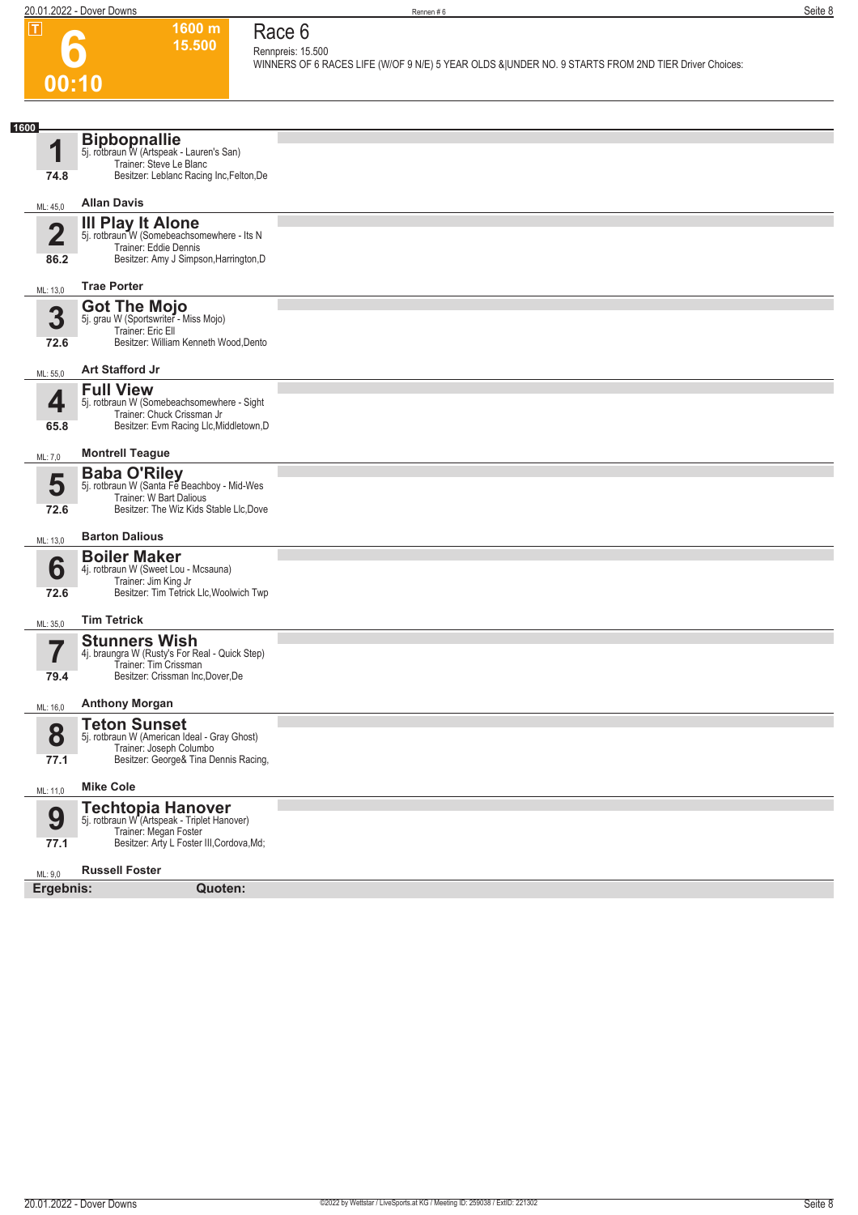**T**

# 6

**00:10**

**1600 m**
**15.500**

## Race 6

Rennpreis: 15.500

WINNERS OF 6 RACES LIFE (W/OF 9 N/E) 5 YEAR OLDS &|UNDER NO. 9 STARTS FROM 2ND TIER Driver Choices:

**1600**

### 1 Bipbopnallie
5j. rotbraun W (Artspeak - Lauren's San)
Trainer: Steve Le Blanc
Besitzer: Leblanc Racing Inc,Felton,De
74.8
ML: 45,0 — **Allan Davis**

### 2 Ill Play It Alone
5j. rotbraun W (Somebeachsomewhere - Its N
Trainer: Eddie Dennis
Besitzer: Amy J Simpson,Harrington,D
86.2
ML: 13,0 — **Trae Porter**

### 3 Got The Mojo
5j. grau W (Sportswriter - Miss Mojo)
Trainer: Eric Ell
Besitzer: William Kenneth Wood,Dento
72.6
ML: 55,0 — **Art Stafford Jr**

### 4 Full View
5j. rotbraun W (Somebeachsomewhere - Sight
Trainer: Chuck Crissman Jr
Besitzer: Evm Racing Llc,Middletown,D
65.8
ML: 7,0 — **Montrell Teague**

### 5 Baba O'Riley
5j. rotbraun W (Santa Fe Beachboy - Mid-Wes
Trainer: W Bart Dalious
Besitzer: The Wiz Kids Stable Llc,Dove
72.6
ML: 13,0 — **Barton Dalious**

### 6 Boiler Maker
4j. rotbraun W (Sweet Lou - Mcsauna)
Trainer: Jim King Jr
Besitzer: Tim Tetrick Llc,Woolwich Twp
72.6
ML: 35,0 — **Tim Tetrick**

### 7 Stunners Wish
4j. braungra W (Rusty's For Real - Quick Step)
Trainer: Tim Crissman
Besitzer: Crissman Inc,Dover,De
79.4
ML: 16,0 — **Anthony Morgan**

### 8 Teton Sunset
5j. rotbraun W (American Ideal - Gray Ghost)
Trainer: Joseph Columbo
Besitzer: George& Tina Dennis Racing,
77.1
ML: 11,0 — **Mike Cole**

### 9 Techtopia Hanover
5j. rotbraun W (Artspeak - Triplet Hanover)
Trainer: Megan Foster
Besitzer: Arty L Foster III,Cordova,Md;
77.1
ML: 9,0 — **Russell Foster**

**Ergebnis:** **Quoten:**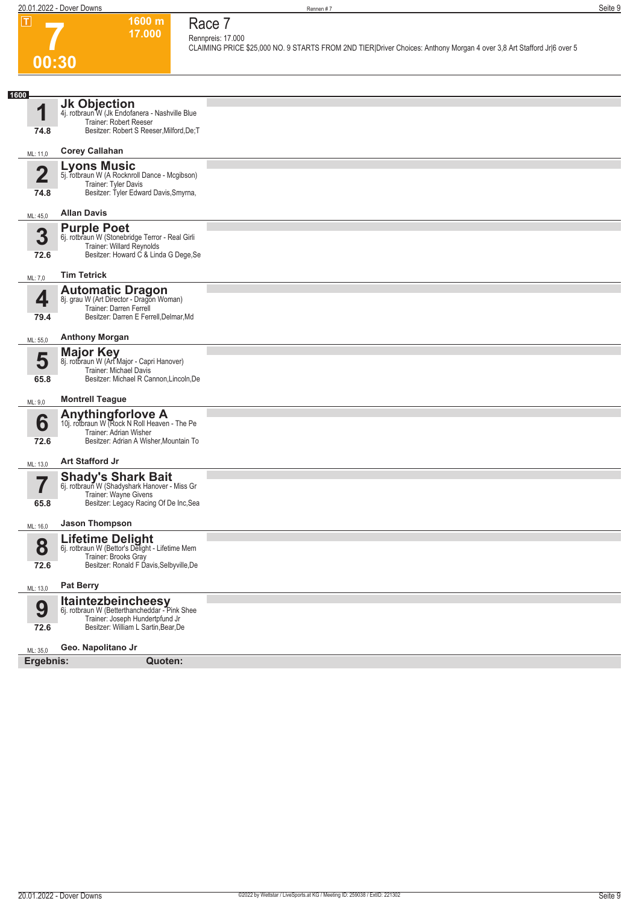**T**

# 7

**00:30**

**1600 m**
**17.000**

## Race 7

Rennpreis: 17.000
CLAIMING PRICE $25,000 NO. 9 STARTS FROM 2ND TIER|Driver Choices: Anthony Morgan 4 over 3,8 Art Stafford Jr|6 over 5

**1600**

### 1 Jk Objection
4j. rotbraun W (Jk Endofanera - Nashville Blue
Trainer: Robert Reeser
Besitzer: Robert S Reeser,Milford,De;T
74.8
ML: 11,0 — **Corey Callahan**

### 2 Lyons Music
5j. rotbraun W (A Rocknroll Dance - Mcgibson)
Trainer: Tyler Davis
Besitzer: Tyler Edward Davis,Smyrna,
74.8
ML: 45,0 — **Allan Davis**

### 3 Purple Poet
6j. rotbraun W (Stonebridge Terror - Real Girli
Trainer: Willard Reynolds
Besitzer: Howard C & Linda G Dege,Se
72.6
ML: 7,0 — **Tim Tetrick**

### 4 Automatic Dragon
8j. grau W (Art Director - Dragon Woman)
Trainer: Darren Ferrell
Besitzer: Darren E Ferrell,Delmar,Md
79.4
ML: 55,0 — **Anthony Morgan**

### 5 Major Key
8j. rotbraun W (Art Major - Capri Hanover)
Trainer: Michael Davis
Besitzer: Michael R Cannon,Lincoln,De
65.8
ML: 9,0 — **Montrell Teague**

### 6 Anythingforlove A
10j. rotbraun W (Rock N Roll Heaven - The Pe
Trainer: Adrian Wisher
Besitzer: Adrian A Wisher,Mountain To
72.6
ML: 13,0 — **Art Stafford Jr**

### 7 Shady's Shark Bait
6j. rotbraun W (Shadyshark Hanover - Miss Gr
Trainer: Wayne Givens
Besitzer: Legacy Racing Of De Inc,Sea
65.8
ML: 16,0 — **Jason Thompson**

### 8 Lifetime Delight
6j. rotbraun W (Bettor's Delight - Lifetime Mem
Trainer: Brooks Gray
Besitzer: Ronald F Davis,Selbyville,De
72.6
ML: 13,0 — **Pat Berry**

### 9 Itaintezbeincheesy
6j. rotbraun W (Betterthancheddar - Pink Shee
Trainer: Joseph Hundertpfund Jr
Besitzer: William L Sartin,Bear,De
72.6
ML: 35,0 — **Geo. Napolitano Jr**

**Ergebnis:** **Quoten:**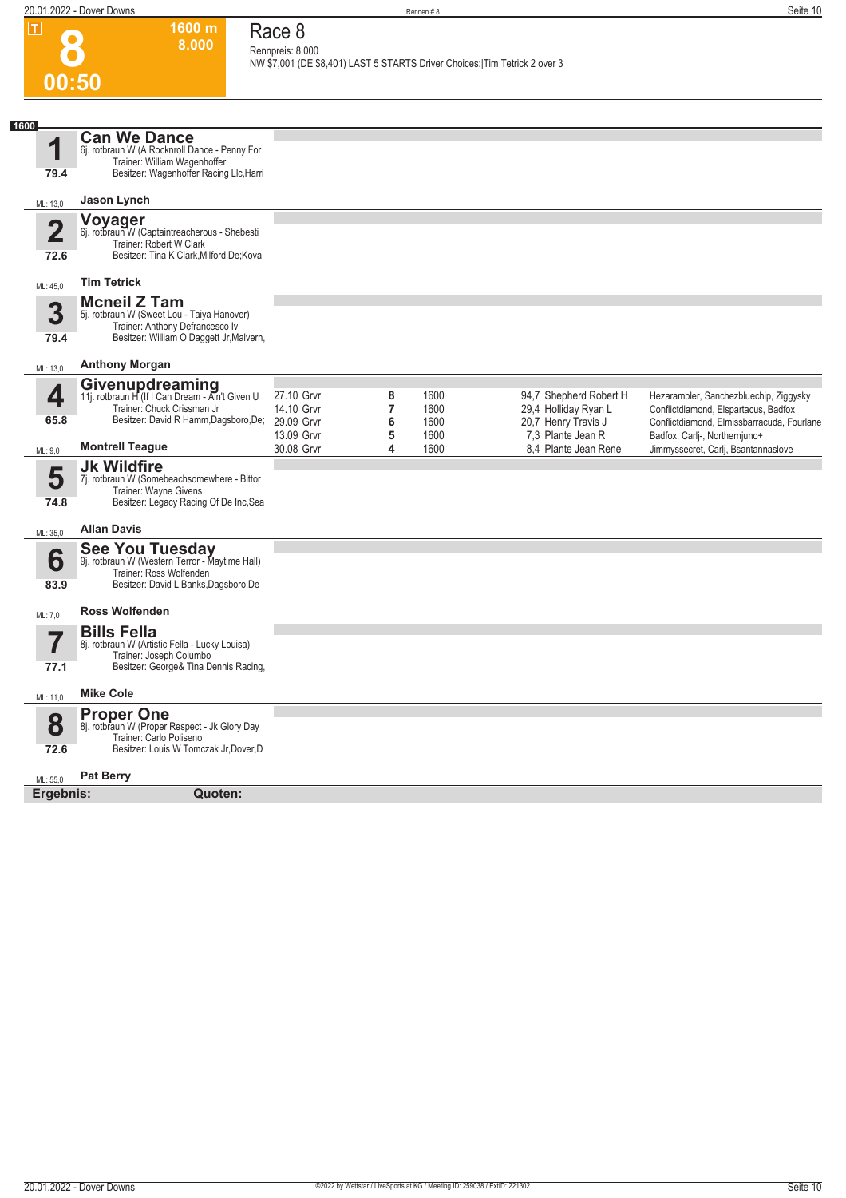# 8

**1600 m**
**8.000**

**00:50**

## Race 8

Rennpreis: 8.000

NW $7,001 (DE $8,401) LAST 5 STARTS Driver Choices:|Tim Tetrick 2 over 3

**1600**

### 1 Can We Dance
6j. rotbraun W (A Rocknroll Dance - Penny For
Trainer: William Wagenhoffer
Besitzer: Wagenhoffer Racing Llc,Harri

79.4

ML: 13,0 — **Jason Lynch**

### 2 Voyager
6j. rotbraun W (Captaintreacherous - Shebesti
Trainer: Robert W Clark
Besitzer: Tina K Clark,Milford,De;Kova

72.6

ML: 45,0 — **Tim Tetrick**

### 3 Mcneil Z Tam
5j. rotbraun W (Sweet Lou - Taiya Hanover)
Trainer: Anthony Defrancesco Iv
Besitzer: William O Daggett Jr,Malvern,

79.4

ML: 13,0 — **Anthony Morgan**

### 4 Givenupdreaming
11j. rotbraun H (If I Can Dream - Ain't Given U
Trainer: Chuck Crissman Jr
Besitzer: David R Hamm,Dagsboro,De;

65.8

ML: 9,0 — **Montrell Teague**

| Datum | Bahn | Platz | Distanz | Quote / Fahrer | Einlauf |
|---|---|---|---|---|---|
| 27.10 | Grvr | 8 | 1600 | 94,7 Shepherd Robert H | Hezarambler, Sanchezbluechip, Ziggysky |
| 14.10 | Grvr | 7 | 1600 | 29,4 Holliday Ryan L | Conflictdiamond, Elspartacus, Badfox |
| 29.09 | Grvr | 6 | 1600 | 20,7 Henry Travis J | Conflictdiamond, Elmissbarracuda, Fourlane |
| 13.09 | Grvr | 5 | 1600 | 7,3 Plante Jean R | Badfox, Carlj-, Northernjuno+ |
| 30.08 | Grvr | 4 | 1600 | 8,4 Plante Jean Rene | Jimmyssecret, Carlj, Bsantannaslove |

### 5 Jk Wildfire
7j. rotbraun W (Somebeachsomewhere - Bittor
Trainer: Wayne Givens
Besitzer: Legacy Racing Of De Inc,Sea

74.8

ML: 35,0 — **Allan Davis**

### 6 See You Tuesday
9j. rotbraun W (Western Terror - Maytime Hall)
Trainer: Ross Wolfenden
Besitzer: David L Banks,Dagsboro,De

83.9

ML: 7,0 — **Ross Wolfenden**

### 7 Bills Fella
8j. rotbraun W (Artistic Fella - Lucky Louisa)
Trainer: Joseph Columbo
Besitzer: George& Tina Dennis Racing,

77.1

ML: 11,0 — **Mike Cole**

### 8 Proper One
8j. rotbraun W (Proper Respect - Jk Glory Day
Trainer: Carlo Poliseno
Besitzer: Louis W Tomczak Jr,Dover,D

72.6

ML: 55,0 — **Pat Berry**

**Ergebnis:** **Quoten:**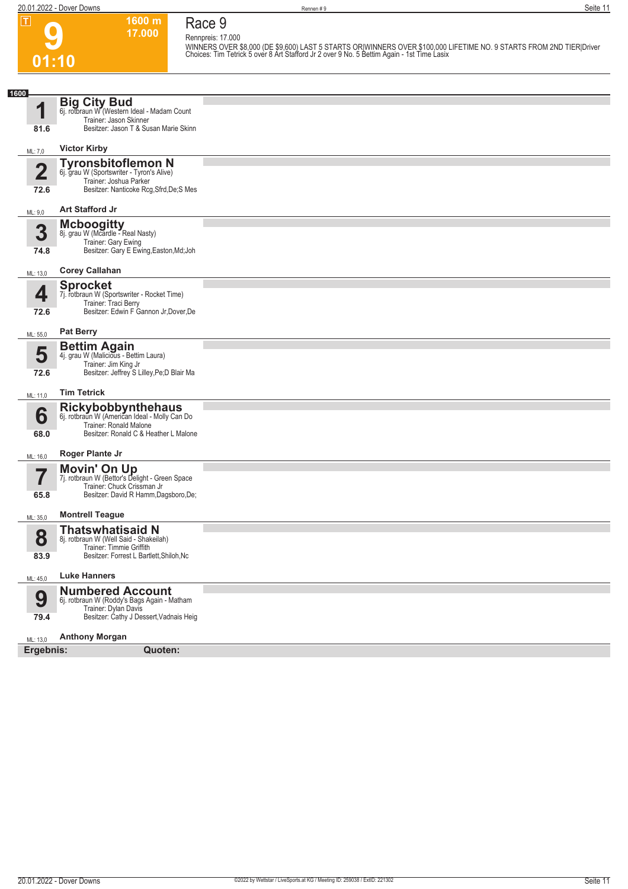# Race 9

**9** — 01:10 — 1600 m — 17.000

Rennpreis: 17.000

WINNERS OVER $8,000 (DE $9,600) LAST 5 STARTS OR|WINNERS OVER $100,000 LIFETIME NO. 9 STARTS FROM 2ND TIER|Driver Choices: Tim Tetrick 5 over 8 Art Stafford Jr 2 over 9 No. 5 Bettim Again - 1st Time Lasix

**1600**

**1 Big City Bud** (81.6)
6j. rotbraun W (Western Ideal - Madam Count
Trainer: Jason Skinner
Besitzer: Jason T & Susan Marie Skinn
ML: 7,0 — **Victor Kirby**

**2 Tyronsbitoflemon N** (72.6)
6j. grau W (Sportswriter - Tyron's Alive)
Trainer: Joshua Parker
Besitzer: Nanticoke Rcg,Sfrd,De;S Mes
ML: 9,0 — **Art Stafford Jr**

**3 Mcboogitty** (74.8)
8j. grau W (Mcardle - Real Nasty)
Trainer: Gary Ewing
Besitzer: Gary E Ewing,Easton,Md;Joh
ML: 13,0 — **Corey Callahan**

**4 Sprocket** (72.6)
7j. rotbraun W (Sportswriter - Rocket Time)
Trainer: Traci Berry
Besitzer: Edwin F Gannon Jr,Dover,De
ML: 55,0 — **Pat Berry**

**5 Bettim Again** (72.6)
4j. grau W (Malicious - Bettim Laura)
Trainer: Jim King Jr
Besitzer: Jeffrey S Lilley,Pe;D Blair Ma
ML: 11,0 — **Tim Tetrick**

**6 Rickybobbynthehaus** (68.0)
6j. rotbraun W (American Ideal - Molly Can Do
Trainer: Ronald Malone
Besitzer: Ronald C & Heather L Malone
ML: 16,0 — **Roger Plante Jr**

**7 Movin' On Up** (65.8)
7j. rotbraun W (Bettor's Delight - Green Space
Trainer: Chuck Crissman Jr
Besitzer: David R Hamm,Dagsboro,De;
ML: 35,0 — **Montrell Teague**

**8 Thatswhatisaid N** (83.9)
8j. rotbraun W (Well Said - Shakeilah)
Trainer: Timmie Griffith
Besitzer: Forrest L Bartlett,Shiloh,Nc
ML: 45,0 — **Luke Hanners**

**9 Numbered Account** (79.4)
6j. rotbraun W (Roddy's Bags Again - Matham
Trainer: Dylan Davis
Besitzer: Cathy J Dessert,Vadnais Heig
ML: 13,0 — **Anthony Morgan**

**Ergebnis:** **Quoten:**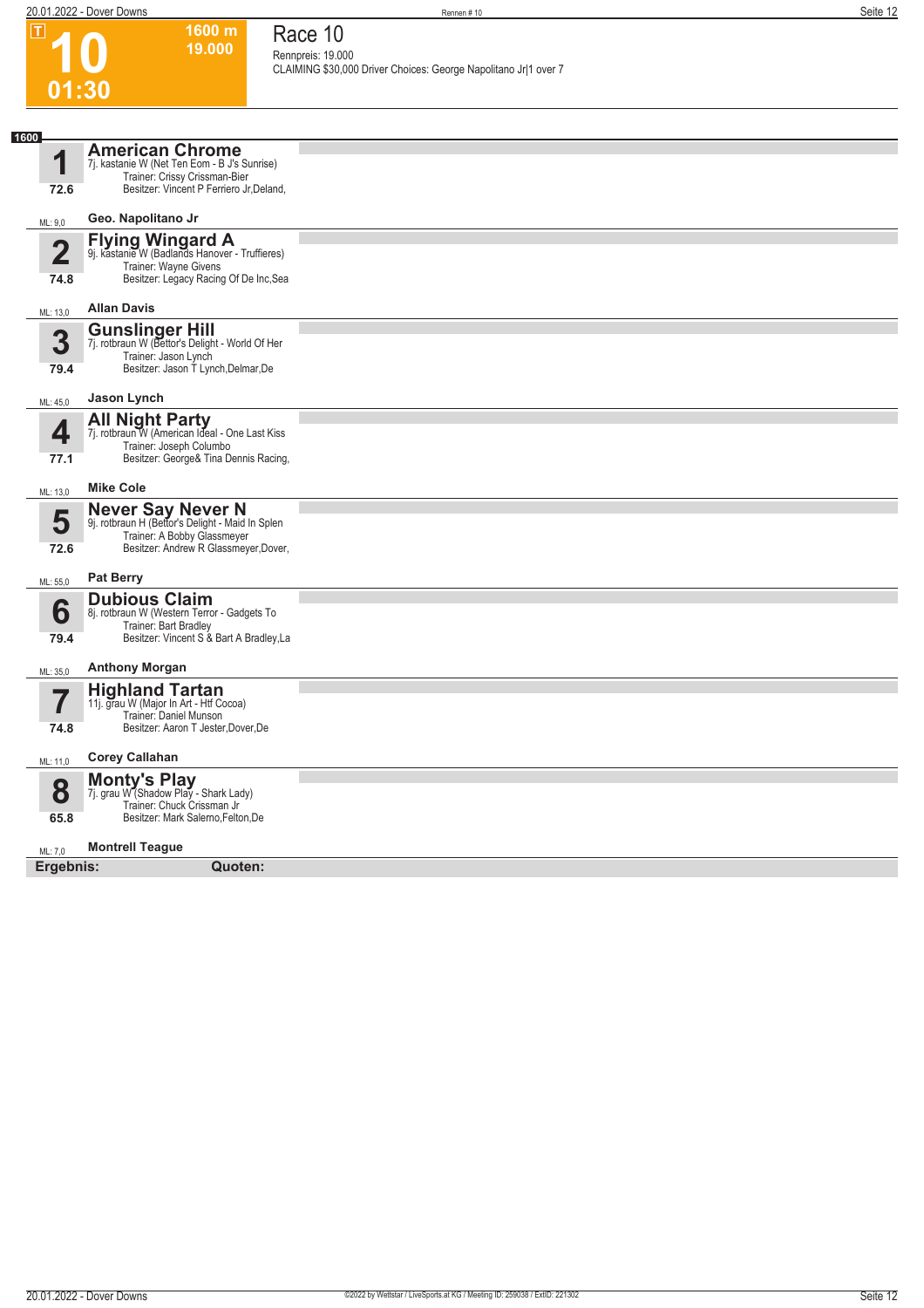# 10

01:30

1600 m
19.000

## Race 10

Rennpreis: 19.000
CLAIMING $30,000 Driver Choices: George Napolitano Jr|1 over 7

**1600**

| Nr. | Pferd | Fahrer | ML |
|---|---|---|---|
| 1 (72.6) | **American Chrome**<br>7j. kastanie W (Net Ten Eom - B J's Sunrise)<br>Trainer: Crissy Crissman-Bier<br>Besitzer: Vincent P Ferriero Jr,Deland, | Geo. Napolitano Jr | 9,0 |
| 2 (74.8) | **Flying Wingard A**<br>9j. kastanie W (Badlands Hanover - Truffieres)<br>Trainer: Wayne Givens<br>Besitzer: Legacy Racing Of De Inc,Sea | Allan Davis | 13,0 |
| 3 (79.4) | **Gunslinger Hill**<br>7j. rotbraun W (Bettor's Delight - World Of Her<br>Trainer: Jason Lynch<br>Besitzer: Jason T Lynch,Delmar,De | Jason Lynch | 45,0 |
| 4 (77.1) | **All Night Party**<br>7j. rotbraun W (American Ideal - One Last Kiss<br>Trainer: Joseph Columbo<br>Besitzer: George& Tina Dennis Racing, | Mike Cole | 13,0 |
| 5 (72.6) | **Never Say Never N**<br>9j. rotbraun H (Bettor's Delight - Maid In Splen<br>Trainer: A Bobby Glassmeyer<br>Besitzer: Andrew R Glassmeyer,Dover, | Pat Berry | 55,0 |
| 6 (79.4) | **Dubious Claim**<br>8j. rotbraun W (Western Terror - Gadgets To<br>Trainer: Bart Bradley<br>Besitzer: Vincent S & Bart A Bradley,La | Anthony Morgan | 35,0 |
| 7 (74.8) | **Highland Tartan**<br>11j. grau W (Major In Art - Htf Cocoa)<br>Trainer: Daniel Munson<br>Besitzer: Aaron T Jester,Dover,De | Corey Callahan | 11,0 |
| 8 (65.8) | **Monty's Play**<br>7j. grau W (Shadow Play - Shark Lady)<br>Trainer: Chuck Crissman Jr<br>Besitzer: Mark Salerno,Felton,De | Montrell Teague | 7,0 |

**Ergebnis:** **Quoten:**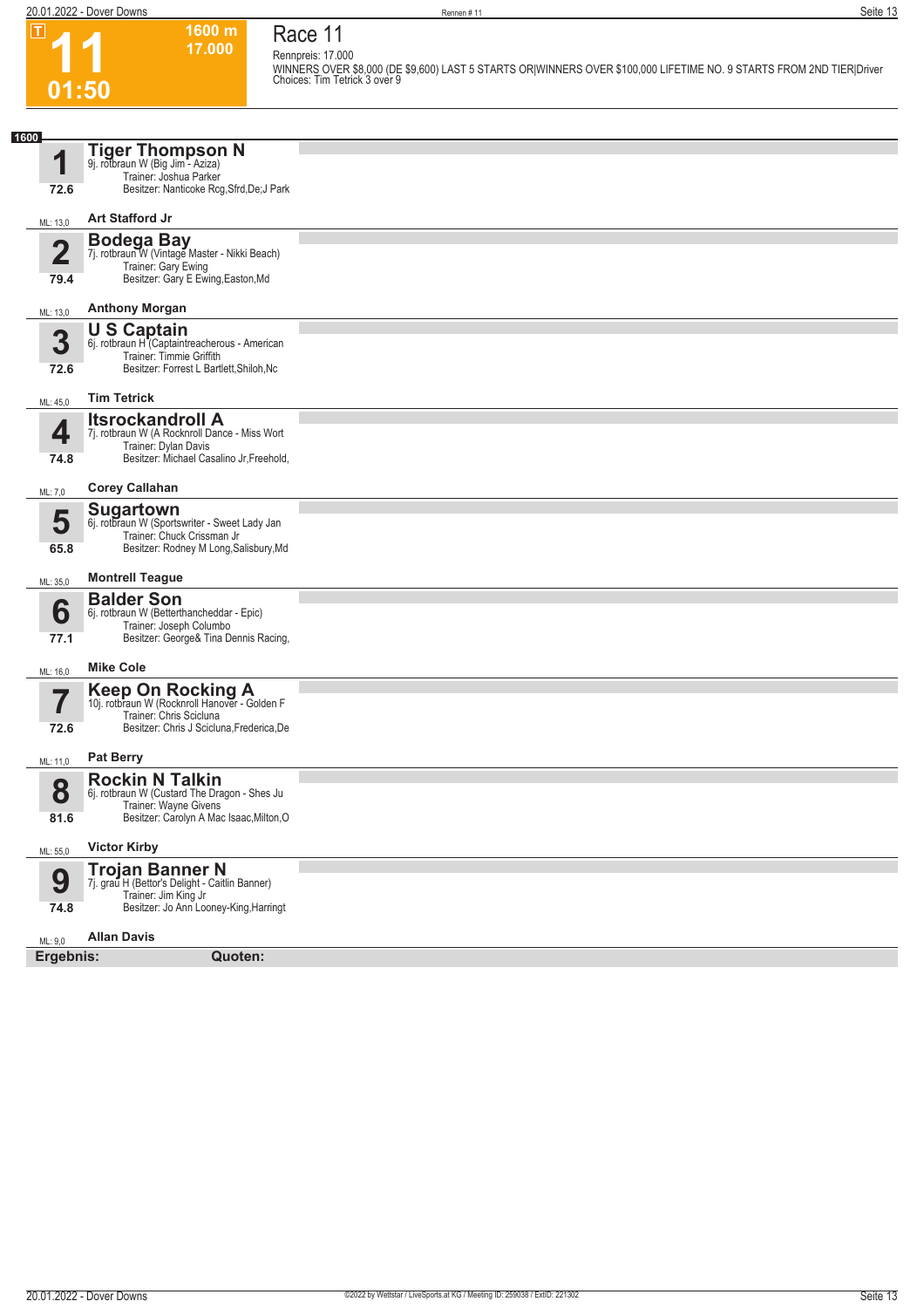# 11

T

1600 m
17.000

01:50

## Race 11

Rennpreis: 17.000

WINNERS OVER $8,000 (DE $9,600) LAST 5 STARTS OR|WINNERS OVER $100,000 LIFETIME NO. 9 STARTS FROM 2ND TIER|Driver Choices: Tim Tetrick 3 over 9

**1600**

| Nr. | Pferd | Details |
|---|---|---|
| **1** (72.6, ML: 13,0) | **Tiger Thompson N** | 9j. rotbraun W (Big Jim - Aziza) Trainer: Joshua Parker Besitzer: Nanticoke Rcg,Sfrd,De;J Park — **Art Stafford Jr** |
| **2** (79.4, ML: 13,0) | **Bodega Bay** | 7j. rotbraun W (Vintage Master - Nikki Beach) Trainer: Gary Ewing Besitzer: Gary E Ewing,Easton,Md — **Anthony Morgan** |
| **3** (72.6, ML: 45,0) | **U S Captain** | 6j. rotbraun H (Captaintreacherous - American Trainer: Timmie Griffith Besitzer: Forrest L Bartlett,Shiloh,Nc — **Tim Tetrick** |
| **4** (74.8, ML: 7,0) | **Itsrockandroll A** | 7j. rotbraun W (A Rocknroll Dance - Miss Wort Trainer: Dylan Davis Besitzer: Michael Casalino Jr,Freehold, — **Corey Callahan** |
| **5** (65.8, ML: 35,0) | **Sugartown** | 6j. rotbraun W (Sportswriter - Sweet Lady Jan Trainer: Chuck Crissman Jr Besitzer: Rodney M Long,Salisbury,Md — **Montrell Teague** |
| **6** (77.1, ML: 16,0) | **Balder Son** | 6j. rotbraun W (Betterthancheddar - Epic) Trainer: Joseph Columbo Besitzer: George& Tina Dennis Racing, — **Mike Cole** |
| **7** (72.6, ML: 11,0) | **Keep On Rocking A** | 10j. rotbraun W (Rocknroll Hanover - Golden F Trainer: Chris Scicluna Besitzer: Chris J Scicluna,Frederica,De — **Pat Berry** |
| **8** (81.6, ML: 55,0) | **Rockin N Talkin** | 6j. rotbraun W (Custard The Dragon - Shes Ju Trainer: Wayne Givens Besitzer: Carolyn A Mac Isaac,Milton,O — **Victor Kirby** |
| **9** (74.8, ML: 9,0) | **Trojan Banner N** | 7j. grau H (Bettor's Delight - Caitlin Banner) Trainer: Jim King Jr Besitzer: Jo Ann Looney-King,Harringt — **Allan Davis** |

**Ergebnis:** **Quoten:**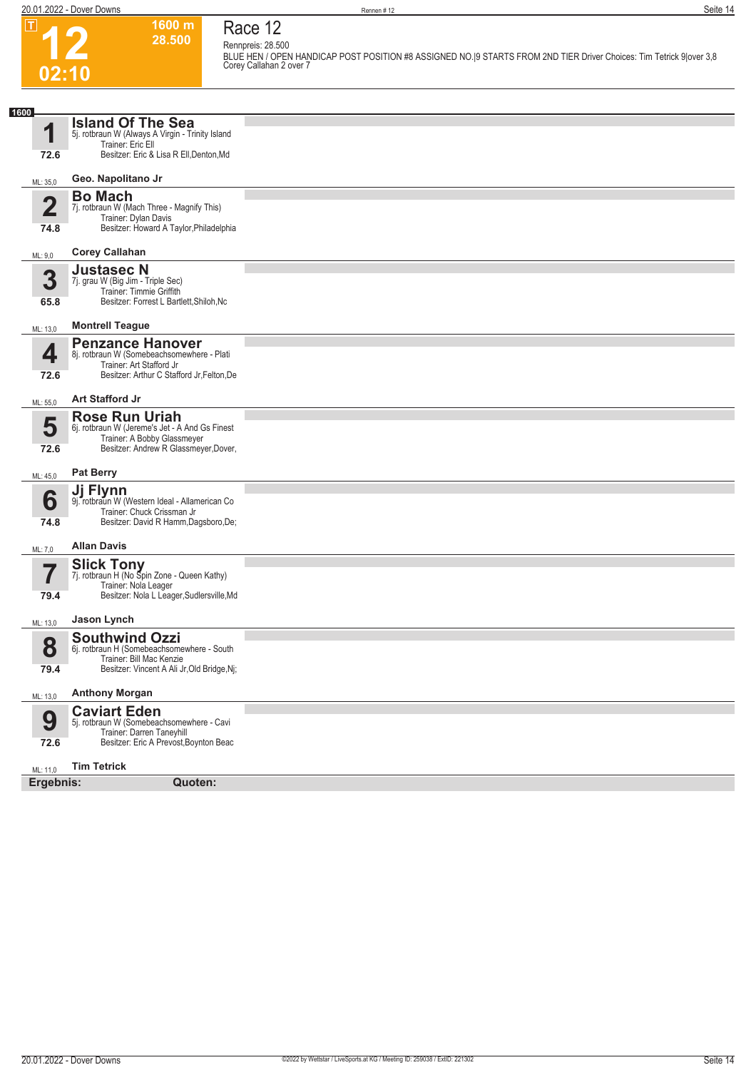# 12

**T**

**1600 m**
**28.500**

**02:10**

## Race 12

Rennpreis: 28.500

BLUE HEN / OPEN HANDICAP POST POSITION #8 ASSIGNED NO.|9 STARTS FROM 2ND TIER Driver Choices: Tim Tetrick 9|over 3,8 Corey Callahan 2 over 7

**1600**

| Nr. | Pferd | Details | Fahrer |
|---|---|---|---|
| 1 (72.6, ML: 35,0) | **Island Of The Sea** | 5j. rotbraun W (Always A Virgin - Trinity Island<br>Trainer: Eric Ell<br>Besitzer: Eric & Lisa R Ell,Denton,Md | Geo. Napolitano Jr |
| 2 (74.8, ML: 9,0) | **Bo Mach** | 7j. rotbraun W (Mach Three - Magnify This)<br>Trainer: Dylan Davis<br>Besitzer: Howard A Taylor,Philadelphia | Corey Callahan |
| 3 (65.8, ML: 13,0) | **Justasec N** | 7j. grau W (Big Jim - Triple Sec)<br>Trainer: Timmie Griffith<br>Besitzer: Forrest L Bartlett,Shiloh,Nc | Montrell Teague |
| 4 (72.6, ML: 55,0) | **Penzance Hanover** | 8j. rotbraun W (Somebeachsomewhere - Plati<br>Trainer: Art Stafford Jr<br>Besitzer: Arthur C Stafford Jr,Felton,De | Art Stafford Jr |
| 5 (72.6, ML: 45,0) | **Rose Run Uriah** | 6j. rotbraun W (Jereme's Jet - A And Gs Finest<br>Trainer: A Bobby Glassmeyer<br>Besitzer: Andrew R Glassmeyer,Dover, | Pat Berry |
| 6 (74.8, ML: 7,0) | **Jj Flynn** | 9j. rotbraun W (Western Ideal - Allamerican Co<br>Trainer: Chuck Crissman Jr<br>Besitzer: David R Hamm,Dagsboro,De; | Allan Davis |
| 7 (79.4, ML: 13,0) | **Slick Tony** | 7j. rotbraun H (No Spin Zone - Queen Kathy)<br>Trainer: Nola Leager<br>Besitzer: Nola L Leager,Sudlersville,Md | Jason Lynch |
| 8 (79.4, ML: 13,0) | **Southwind Ozzi** | 6j. rotbraun H (Somebeachsomewhere - South<br>Trainer: Bill Mac Kenzie<br>Besitzer: Vincent A Ali Jr,Old Bridge,Nj; | Anthony Morgan |
| 9 (72.6, ML: 11,0) | **Caviart Eden** | 5j. rotbraun W (Somebeachsomewhere - Cavi<br>Trainer: Darren Taneyhill<br>Besitzer: Eric A Prevost,Boynton Beac | Tim Tetrick |

**Ergebnis:** **Quoten:**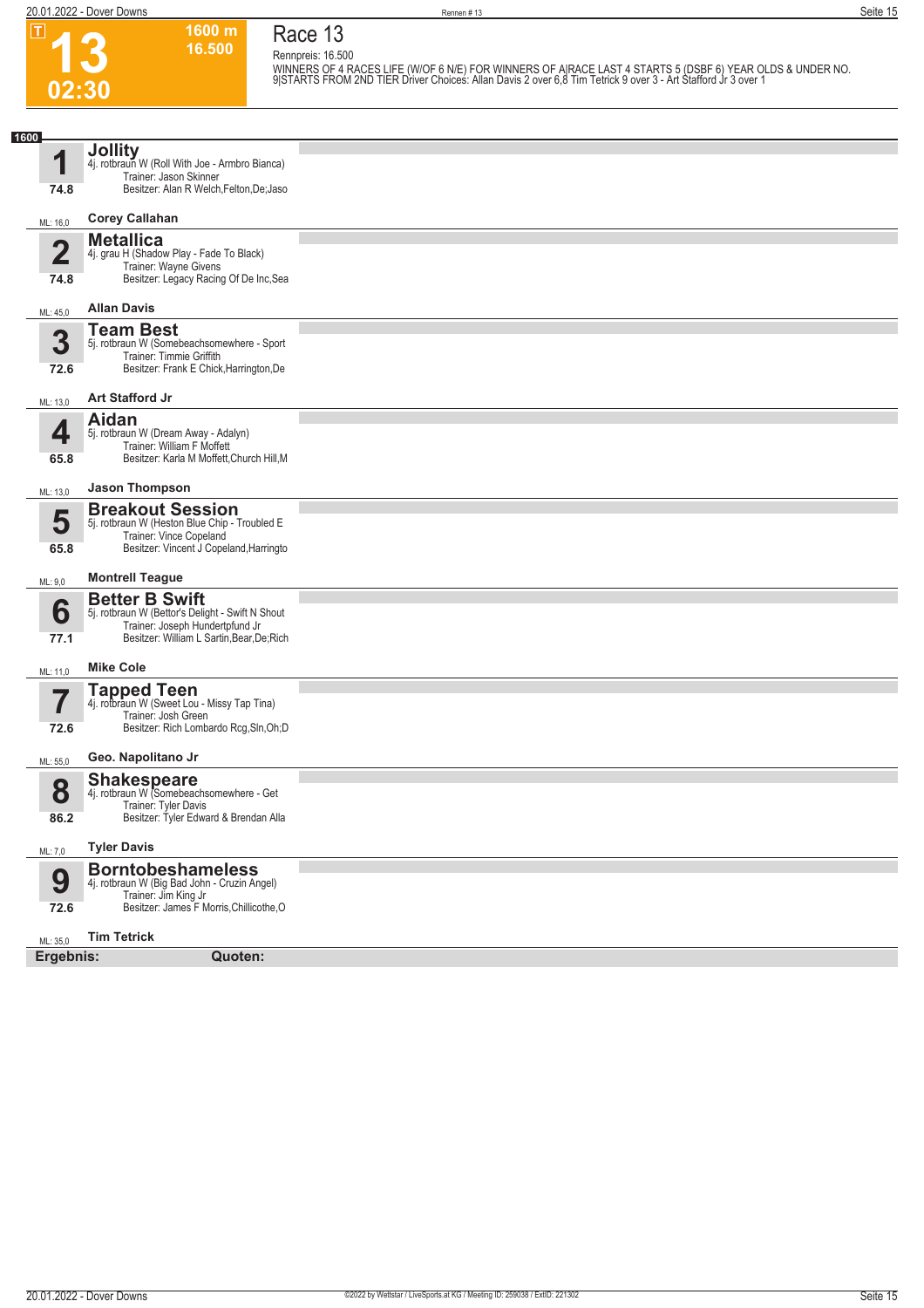# 13

**1600 m**
**16.500**

**02:30**

## Race 13

Rennpreis: 16.500

WINNERS OF 4 RACES LIFE (W/OF 6 N/E) FOR WINNERS OF A|RACE LAST 4 STARTS 5 (DSBF 6) YEAR OLDS & UNDER NO. 9|STARTS FROM 2ND TIER Driver Choices: Allan Davis 2 over 6,8 Tim Tetrick 9 over 3 - Art Stafford Jr 3 over 1

**1600**

### 1 Jollity
4j. rotbraun W (Roll With Joe - Armbro Bianca)
Trainer: Jason Skinner
Besitzer: Alan R Welch,Felton,De;Jaso
74.8
ML: 16,0 — **Corey Callahan**

### 2 Metallica
4j. grau H (Shadow Play - Fade To Black)
Trainer: Wayne Givens
Besitzer: Legacy Racing Of De Inc,Sea
74.8
ML: 45,0 — **Allan Davis**

### 3 Team Best
5j. rotbraun W (Somebeachsomewhere - Sport
Trainer: Timmie Griffith
Besitzer: Frank E Chick,Harrington,De
72.6
ML: 13,0 — **Art Stafford Jr**

### 4 Aidan
5j. rotbraun W (Dream Away - Adalyn)
Trainer: William F Moffett
Besitzer: Karla M Moffett,Church Hill,M
65.8
ML: 13,0 — **Jason Thompson**

### 5 Breakout Session
5j. rotbraun W (Heston Blue Chip - Troubled E
Trainer: Vince Copeland
Besitzer: Vincent J Copeland,Harringto
65.8
ML: 9,0 — **Montrell Teague**

### 6 Better B Swift
5j. rotbraun W (Bettor's Delight - Swift N Shout
Trainer: Joseph Hundertpfund Jr
Besitzer: William L Sartin,Bear,De;Rich
77.1
ML: 11,0 — **Mike Cole**

### 7 Tapped Teen
4j. rotbraun W (Sweet Lou - Missy Tap Tina)
Trainer: Josh Green
Besitzer: Rich Lombardo Rcg,Sln,Oh;D
72.6
ML: 55,0 — **Geo. Napolitano Jr**

### 8 Shakespeare
4j. rotbraun W (Somebeachsomewhere - Get
Trainer: Tyler Davis
Besitzer: Tyler Edward & Brendan Alla
86.2
ML: 7,0 — **Tyler Davis**

### 9 Borntobeshameless
4j. rotbraun W (Big Bad John - Cruzin Angel)
Trainer: Jim King Jr
Besitzer: James F Morris,Chillicothe,O
72.6
ML: 35,0 — **Tim Tetrick**

**Ergebnis:** **Quoten:**